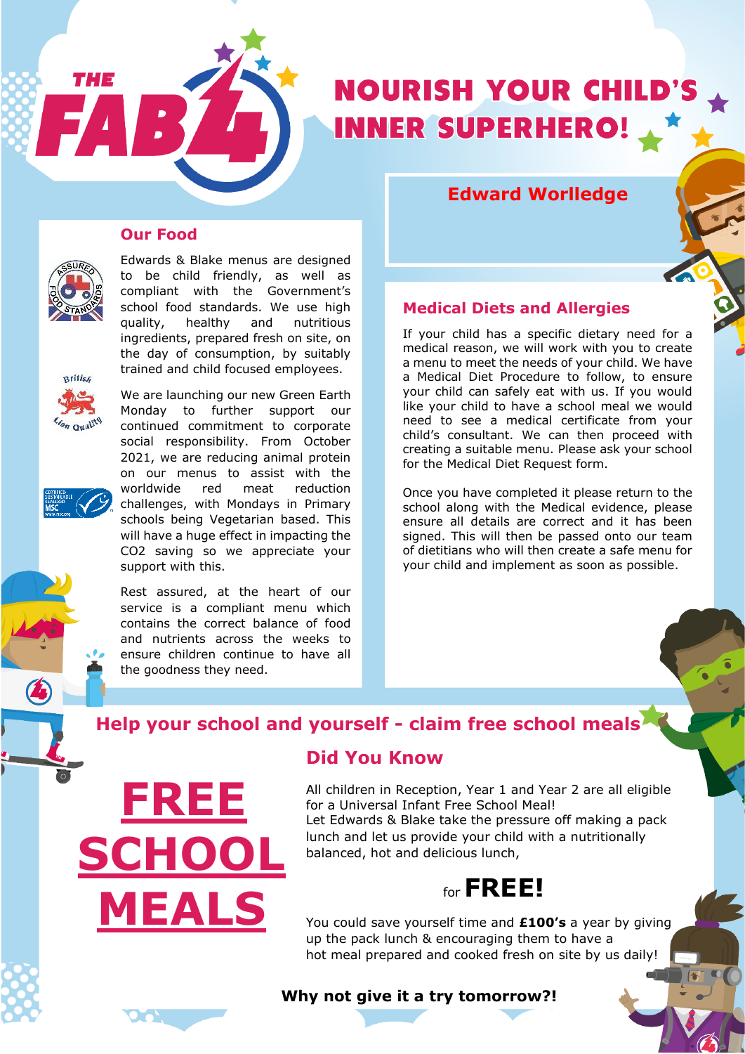# THE FAB 4

# NOURISH YOUR CHILD'S INNER SUPERHERO!

## Edward Worlledge

## Our Food

Edwards & Blake menus are designed to be child friendly, as well as compliant with the Government's school food standards. We use high quality, healthy and nutritious ingredients, prepared fresh on site, on the day of consumption, by suitably trained and child focused employees.

We are launching our new Green Earth Monday to further support our continued commitment to corporate social responsibility. From October 2021, we are reducing animal protein on our menus to assist with the worldwide red meat reduction challenges, with Mondays in Primary schools being Vegetarian based. This will have a huge effect in impacting the CO2 saving so we appreciate your support with this.

Rest assured, at the heart of our service is a compliant menu which contains the correct balance of food and nutrients across the weeks to ensure children continue to have all the goodness they need.

## Medical Diets and Allergies

If your child has a specific dietary need for a medical reason, we will work with you to create a menu to meet the needs of your child. We have a Medical Diet Procedure to follow, to ensure your child can safely eat with us. If you would like your child to have a school meal we would need to see a medical certificate from your child's consultant. We can then proceed with creating a suitable menu. Please ask your school for the Medical Diet Request form.

Once you have completed it please return to the school along with the Medical evidence, please ensure all details are correct and it has been signed. This will then be passed onto our team of dietitians who will then create a safe menu for your child and implement as soon as possible.

## Help your school and yourself - claim free school meals

# FREE SCHOOL MEALS

### Did You Know

All children in Reception, Year 1 and Year 2 are all eligible for a Universal Infant Free School Meal!
Let Edwards & Blake take the pressure off making a pack lunch and let us provide your child with a nutritionally balanced, hot and delicious lunch,

for **FREE!**

You could save yourself time and **£100's** a year by giving up the pack lunch & encouraging them to have a hot meal prepared and cooked fresh on site by us daily!

**Why not give it a try tomorrow?!**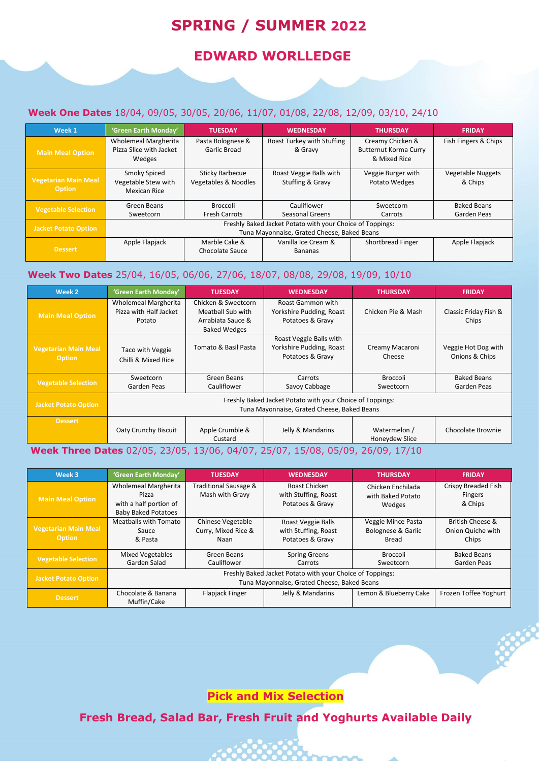# SPRING / SUMMER 2022

## EDWARD WORLLEDGE

### Week One Dates 18/04, 09/05, 30/05, 20/06, 11/07, 01/08, 22/08, 12/09, 03/10, 24/10

| Week 1 | 'Green Earth Monday' | TUESDAY | WEDNESDAY | THURSDAY | FRIDAY |
|---|---|---|---|---|---|
| Main Meal Option | Wholemeal Margherita Pizza Slice with Jacket Wedges | Pasta Bolognese & Garlic Bread | Roast Turkey with Stuffing & Gravy | Creamy Chicken & Butternut Korma Curry & Mixed Rice | Fish Fingers & Chips |
| Vegetarian Main Meal Option | Smoky Spiced Vegetable Stew with Mexican Rice | Sticky Barbecue Vegetables & Noodles | Roast Veggie Balls with Stuffing & Gravy | Veggie Burger with Potato Wedges | Vegetable Nuggets & Chips |
| Vegetable Selection | Green Beans Sweetcorn | Broccoli Fresh Carrots | Cauliflower Seasonal Greens | Sweetcorn Carrots | Baked Beans Garden Peas |
| Jacket Potato Option | Freshly Baked Jacket Potato with your Choice of Toppings: Tuna Mayonnaise, Grated Cheese, Baked Beans | | | | |
| Dessert | Apple Flapjack | Marble Cake & Chocolate Sauce | Vanilla Ice Cream & Bananas | Shortbread Finger | Apple Flapjack |

### Week Two Dates 25/04, 16/05, 06/06, 27/06, 18/07, 08/08, 29/08, 19/09, 10/10

| Week 2 | 'Green Earth Monday' | TUESDAY | WEDNESDAY | THURSDAY | FRIDAY |
|---|---|---|---|---|---|
| Main Meal Option | Wholemeal Margherita Pizza with Half Jacket Potato | Chicken & Sweetcorn Meatball Sub with Arrabiata Sauce & Baked Wedges | Roast Gammon with Yorkshire Pudding, Roast Potatoes & Gravy | Chicken Pie & Mash | Classic Friday Fish & Chips |
| Vegetarian Main Meal Option | Taco with Veggie Chilli & Mixed Rice | Tomato & Basil Pasta | Roast Veggie Balls with Yorkshire Pudding, Roast Potatoes & Gravy | Creamy Macaroni Cheese | Veggie Hot Dog with Onions & Chips |
| Vegetable Selection | Sweetcorn Garden Peas | Green Beans Cauliflower | Carrots Savoy Cabbage | Broccoli Sweetcorn | Baked Beans Garden Peas |
| Jacket Potato Option | Freshly Baked Jacket Potato with your Choice of Toppings: Tuna Mayonnaise, Grated Cheese, Baked Beans | | | | |
| Dessert | Oaty Crunchy Biscuit | Apple Crumble & Custard | Jelly & Mandarins | Watermelon / Honeydew Slice | Chocolate Brownie |

### Week Three Dates 02/05, 23/05, 13/06, 04/07, 25/07, 15/08, 05/09, 26/09, 17/10

| Week 3 | 'Green Earth Monday' | TUESDAY | WEDNESDAY | THURSDAY | FRIDAY |
|---|---|---|---|---|---|
| Main Meal Option | Wholemeal Margherita Pizza with a half portion of Baby Baked Potatoes | Traditional Sausage & Mash with Gravy | Roast Chicken with Stuffing, Roast Potatoes & Gravy | Chicken Enchilada with Baked Potato Wedges | Crispy Breaded Fish Fingers & Chips |
| Vegetarian Main Meal Option | Meatballs with Tomato Sauce & Pasta | Chinese Vegetable Curry, Mixed Rice & Naan | Roast Veggie Balls with Stuffing, Roast Potatoes & Gravy | Veggie Mince Pasta Bolognese & Garlic Bread | British Cheese & Onion Quiche with Chips |
| Vegetable Selection | Mixed Vegetables Garden Salad | Green Beans Cauliflower | Spring Greens Carrots | Broccoli Sweetcorn | Baked Beans Garden Peas |
| Jacket Potato Option | Freshly Baked Jacket Potato with your Choice of Toppings: Tuna Mayonnaise, Grated Cheese, Baked Beans | | | | |
| Dessert | Chocolate & Banana Muffin/Cake | Flapjack Finger | Jelly & Mandarins | Lemon & Blueberry Cake | Frozen Toffee Yoghurt |

**Pick and Mix Selection**

**Fresh Bread, Salad Bar, Fresh Fruit and Yoghurts Available Daily**